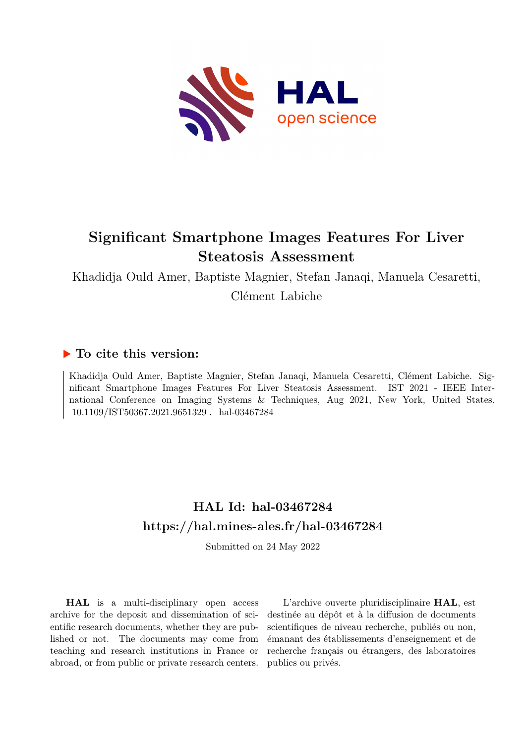# Significant Smartphone Images Features For Liver Steatosis Assessment

Khadidja Ould Amer, Baptiste Magnier, Stefan Janaqi, Manuela Cesaretti, Clément Labiche

## ▶ To cite this version:

Khadidja Ould Amer, Baptiste Magnier, Stefan Janaqi, Manuela Cesaretti, Clément Labiche. Significant Smartphone Images Features For Liver Steatosis Assessment. IST 2021 - IEEE International Conference on Imaging Systems & Techniques, Aug 2021, New York, United States. 10.1109/IST50367.2021.9651329 . hal-03467284

## HAL Id: hal-03467284

## https://hal.mines-ales.fr/hal-03467284

Submitted on 24 May 2022

**HAL** is a multi-disciplinary open access archive for the deposit and dissemination of scientific research documents, whether they are published or not. The documents may come from teaching and research institutions in France or abroad, or from public or private research centers.

L'archive ouverte pluridisciplinaire **HAL**, est destinée au dépôt et à la diffusion de documents scientifiques de niveau recherche, publiés ou non, émanant des établissements d'enseignement et de recherche français ou étrangers, des laboratoires publics ou privés.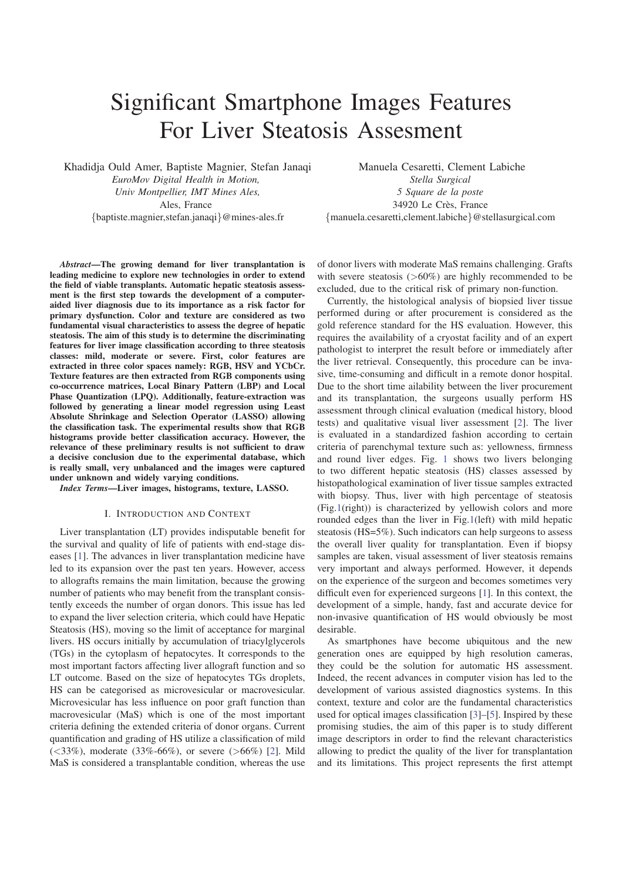# Significant Smartphone Images Features For Liver Steatosis Assesment

Khadidja Ould Amer, Baptiste Magnier, Stefan Janaqi
*EuroMov Digital Health in Motion,*
*Univ Montpellier, IMT Mines Ales,*
Ales, France
{baptiste.magnier,stefan.janaqi}@mines-ales.fr

Manuela Cesaretti, Clement Labiche
*Stella Surgical*
*5 Square de la poste*
34920 Le Crès, France
{manuela.cesaretti,clement.labiche}@stellasurgical.com

***Abstract*—The growing demand for liver transplantation is leading medicine to explore new technologies in order to extend the field of viable transplants. Automatic hepatic steatosis assessment is the first step towards the development of a computer-aided liver diagnosis due to its importance as a risk factor for primary dysfunction. Color and texture are considered as two fundamental visual characteristics to assess the degree of hepatic steatosis. The aim of this study is to determine the discriminating features for liver image classification according to three steatosis classes: mild, moderate or severe. First, color features are extracted in three color spaces namely: RGB, HSV and YCbCr. Texture features are then extracted from RGB components using co-occurrence matrices, Local Binary Pattern (LBP) and Local Phase Quantization (LPQ). Additionally, feature-extraction was followed by generating a linear model regression using Least Absolute Shrinkage and Selection Operator (LASSO) allowing the classification task. The experimental results show that RGB histograms provide better classification accuracy. However, the relevance of these preliminary results is not sufficient to draw a decisive conclusion due to the experimental database, which is really small, very unbalanced and the images were captured under unknown and widely varying conditions.**

***Index Terms*—Liver images, histograms, texture, LASSO.**

## I. Introduction and Context

Liver transplantation (LT) provides indisputable benefit for the survival and quality of life of patients with end-stage diseases [1]. The advances in liver transplantation medicine have led to its expansion over the past ten years. However, access to allografts remains the main limitation, because the growing number of patients who may benefit from the transplant consistently exceeds the number of organ donors. This issue has led to expand the liver selection criteria, which could have Hepatic Steatosis (HS), moving so the limit of acceptance for marginal livers. HS occurs initially by accumulation of triacylglycerols (TGs) in the cytoplasm of hepatocytes. It corresponds to the most important factors affecting liver allograft function and so LT outcome. Based on the size of hepatocytes TGs droplets, HS can be categorised as microvesicular or macrovesicular. Microvesicular has less influence on poor graft function than macrovesicular (MaS) which is one of the most important criteria defining the extended criteria of donor organs. Current quantification and grading of HS utilize a classification of mild (<33%), moderate (33%-66%), or severe (>66%) [2]. Mild MaS is considered a transplantable condition, whereas the use of donor livers with moderate MaS remains challenging. Grafts with severe steatosis (>60%) are highly recommended to be excluded, due to the critical risk of primary non-function.

Currently, the histological analysis of biopsied liver tissue performed during or after procurement is considered as the gold reference standard for the HS evaluation. However, this requires the availability of a cryostat facility and of an expert pathologist to interpret the result before or immediately after the liver retrieval. Consequently, this procedure can be invasive, time-consuming and difficult in a remote donor hospital. Due to the short time ailability between the liver procurement and its transplantation, the surgeons usually perform HS assessment through clinical evaluation (medical history, blood tests) and qualitative visual liver assessment [2]. The liver is evaluated in a standardized fashion according to certain criteria of parenchymal texture such as: yellowness, firmness and round liver edges. Fig. 1 shows two livers belonging to two different hepatic steatosis (HS) classes assessed by histopathological examination of liver tissue samples extracted with biopsy. Thus, liver with high percentage of steatosis (Fig.1(right)) is characterized by yellowish colors and more rounded edges than the liver in Fig.1(left) with mild hepatic steatosis (HS=5%). Such indicators can help surgeons to assess the overall liver quality for transplantation. Even if biopsy samples are taken, visual assessment of liver steatosis remains very important and always performed. However, it depends on the experience of the surgeon and becomes sometimes very difficult even for experienced surgeons [1]. In this context, the development of a simple, handy, fast and accurate device for non-invasive quantification of HS would obviously be most desirable.

As smartphones have become ubiquitous and the new generation ones are equipped by high resolution cameras, they could be the solution for automatic HS assessment. Indeed, the recent advances in computer vision has led to the development of various assisted diagnostics systems. In this context, texture and color are the fundamental characteristics used for optical images classification [3]–[5]. Inspired by these promising studies, the aim of this paper is to study different image descriptors in order to find the relevant characteristics allowing to predict the quality of the liver for transplantation and its limitations. This project represents the first attempt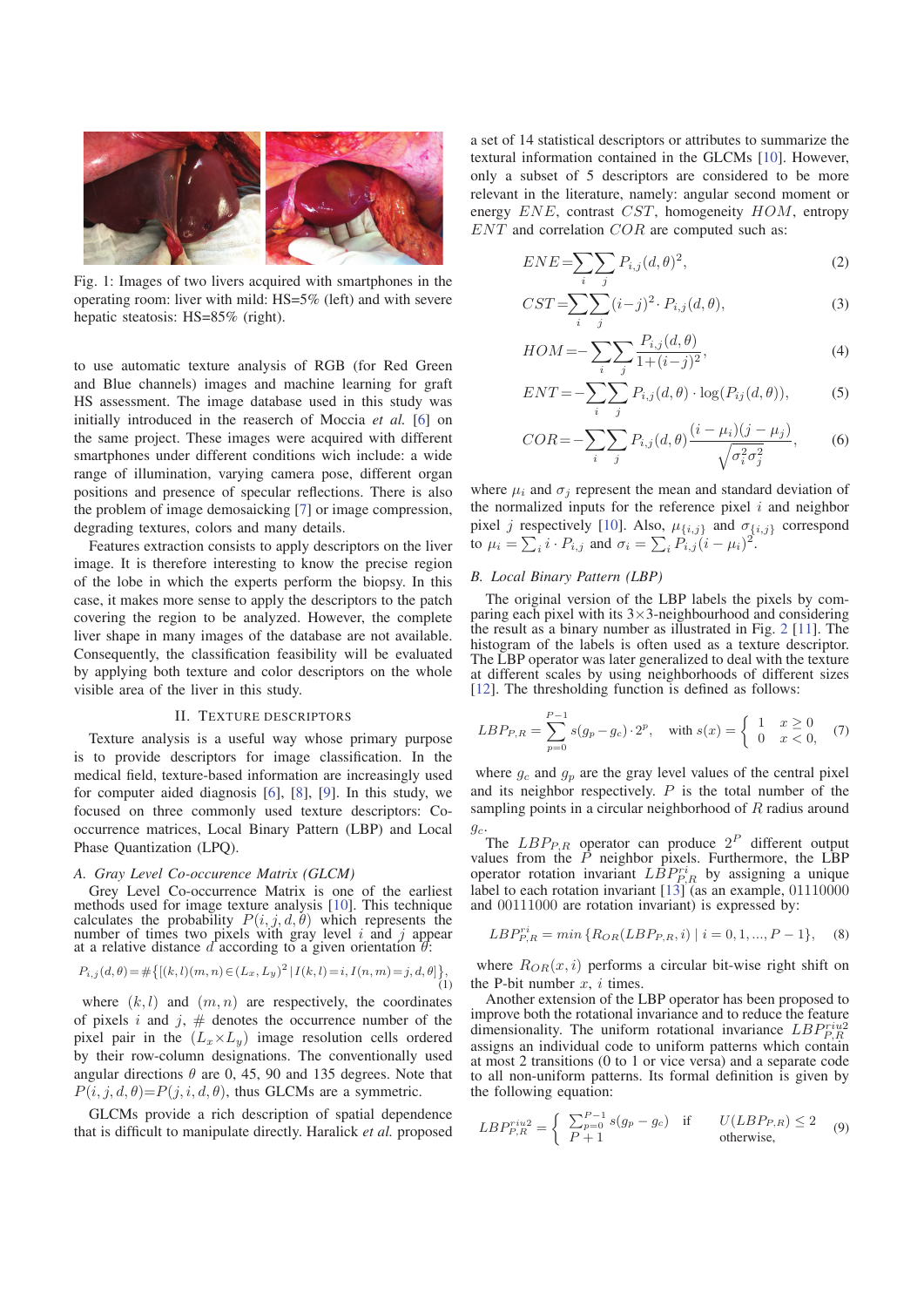Fig. 1: Images of two livers acquired with smartphones in the operating room: liver with mild: HS=5% (left) and with severe hepatic steatosis: HS=85% (right).

to use automatic texture analysis of RGB (for Red Green and Blue channels) images and machine learning for graft HS assessment. The image database used in this study was initially introduced in the reaserch of Moccia *et al.* [6] on the same project. These images were acquired with different smartphones under different conditions wich include: a wide range of illumination, varying camera pose, different organ positions and presence of specular reflections. There is also the problem of image demosaicking [7] or image compression, degrading textures, colors and many details.

Features extraction consists to apply descriptors on the liver image. It is therefore interesting to know the precise region of the lobe in which the experts perform the biopsy. In this case, it makes more sense to apply the descriptors to the patch covering the region to be analyzed. However, the complete liver shape in many images of the database are not available. Consequently, the classification feasibility will be evaluated by applying both texture and color descriptors on the whole visible area of the liver in this study.

## II. Texture Descriptors

Texture analysis is a useful way whose primary purpose is to provide descriptors for image classification. In the medical field, texture-based information are increasingly used for computer aided diagnosis [6], [8], [9]. In this study, we focused on three commonly used texture descriptors: Co-occurrence matrices, Local Binary Pattern (LBP) and Local Phase Quantization (LPQ).

### A. Gray Level Co-occurence Matrix (GLCM)

Grey Level Co-occurrence Matrix is one of the earliest methods used for image texture analysis [10]. This technique calculates the probability $P(i, j, d, \theta)$ which represents the number of times two pixels with gray level $i$ and $j$ appear at a relative distance $d$ according to a given orientation $\theta$:

$$P_{i,j}(d,\theta) = \#\{[(k,l)(m,n) \in (L_x, L_y)^2 \,|\, I(k,l) = i, I(n,m) = j, d, \theta]\}, \tag{1}$$

where $(k, l)$ and $(m, n)$ are respectively, the coordinates of pixels $i$ and $j$, $\#$ denotes the occurrence number of the pixel pair in the $(L_x \times L_y)$ image resolution cells ordered by their row-column designations. The conventionally used angular directions $\theta$ are 0, 45, 90 and 135 degrees. Note that $P(i, j, d, \theta) = P(j, i, d, \theta)$, thus GLCMs are a symmetric.

GLCMs provide a rich description of spatial dependence that is difficult to manipulate directly. Haralick *et al.* proposed a set of 14 statistical descriptors or attributes to summarize the textural information contained in the GLCMs [10]. However, only a subset of 5 descriptors are considered to be more relevant in the literature, namely: angular second moment or energy $ENE$, contrast $CST$, homogeneity $HOM$, entropy $ENT$ and correlation $COR$ are computed such as:

$$ENE = \sum_i \sum_j P_{i,j}(d,\theta)^2, \tag{2}$$

$$CST = \sum_i \sum_j (i-j)^2 \cdot P_{i,j}(d,\theta), \tag{3}$$

$$HOM = -\sum_i \sum_j \frac{P_{i,j}(d,\theta)}{1+(i-j)^2}, \tag{4}$$

$$ENT = -\sum_i \sum_j P_{i,j}(d,\theta) \cdot \log(P_{ij}(d,\theta)), \tag{5}$$

$$COR = -\sum_i \sum_j P_{i,j}(d,\theta) \frac{(i-\mu_i)(j-\mu_j)}{\sqrt{\sigma_i^2 \sigma_j^2}}, \tag{6}$$

where $\mu_i$ and $\sigma_j$ represent the mean and standard deviation of the normalized inputs for the reference pixel $i$ and neighbor pixel $j$ respectively [10]. Also, $\mu_{\{i,j\}}$ and $\sigma_{\{i,j\}}$ correspond to $\mu_i = \sum_i i \cdot P_{i,j}$ and $\sigma_i = \sum_i P_{i,j}(i - \mu_i)^2$.

### B. Local Binary Pattern (LBP)

The original version of the LBP labels the pixels by comparing each pixel with its 3×3-neighbourhood and considering the result as a binary number as illustrated in Fig. 2 [11]. The histogram of the labels is often used as a texture descriptor. The LBP operator was later generalized to deal with the texture at different scales by using neighborhoods of different sizes [12]. The thresholding function is defined as follows:

$$LBP_{P,R} = \sum_{p=0}^{P-1} s(g_p - g_c) \cdot 2^p, \quad \text{with } s(x) = \begin{cases} 1 & x \geq 0 \\ 0 & x < 0, \end{cases} \tag{7}$$

where $g_c$ and $g_p$ are the gray level values of the central pixel and its neighbor respectively. $P$ is the total number of the sampling points in a circular neighborhood of $R$ radius around $g_c$.

The $LBP_{P,R}$ operator can produce $2^P$ different output values from the $P$ neighbor pixels. Furthermore, the LBP operator rotation invariant $LBP_{P,R}^{ri}$ by assigning a unique label to each rotation invariant [13] (as an example, 01110000 and 00111000 are rotation invariant) is expressed by:

$$LBP_{P,R}^{ri} = min\,\{R_{OR}(LBP_{P,R}, i) \mid i = 0, 1, ..., P-1\}, \tag{8}$$

where $R_{OR}(x, i)$ performs a circular bit-wise right shift on the P-bit number $x$, $i$ times.

Another extension of the LBP operator has been proposed to improve both the rotational invariance and to reduce the feature dimensionality. The uniform rotational invariance $LBP_{P,R}^{riu2}$ assigns an individual code to uniform patterns which contain at most 2 transitions (0 to 1 or vice versa) and a separate code to all non-uniform patterns. Its formal definition is given by the following equation:

$$LBP_{P,R}^{riu2} = \begin{cases} \sum_{p=0}^{P-1} s(g_p - g_c) & \text{if} \quad U(LBP_{P,R}) \leq 2 \\ P+1 & \text{otherwise,} \end{cases} \tag{9}$$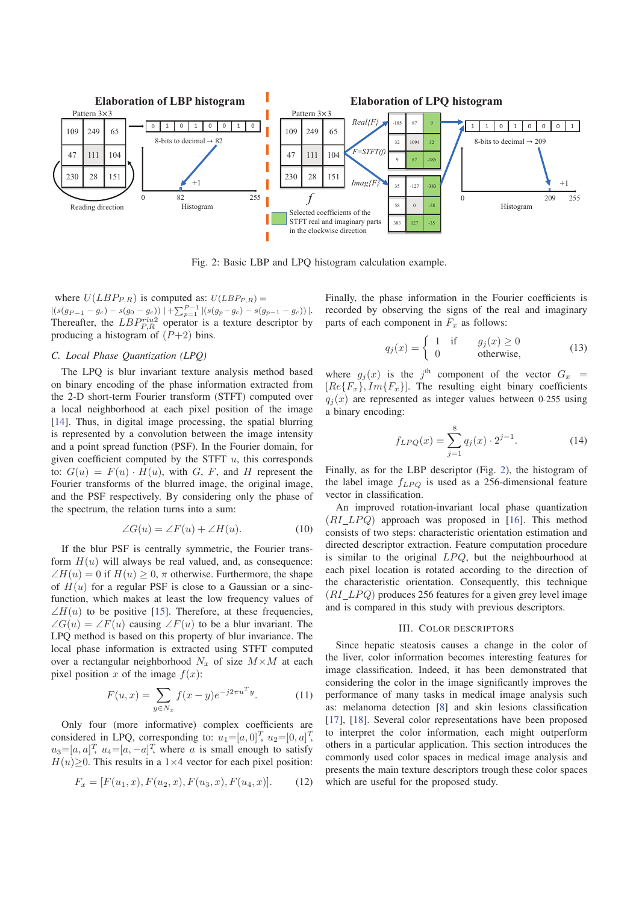Fig. 2: Basic LBP and LPQ histogram calculation example.

where $U(LBP_{P,R})$ is computed as: $U(LBP_{P,R}) = |(s(g_{P-1} - g_c) - s(g_0 - g_c))| + \sum_{p=1}^{P-1} |(s(g_p - g_c) - s(g_{p-1} - g_c))|$. Thereafter, the $LBP_{P,R}^{riu2}$ operator is a texture descriptor by producing a histogram of $(P+2)$ bins.

### C. Local Phase Quantization (LPQ)

The LPQ is blur invariant texture analysis method based on binary encoding of the phase information extracted from the 2-D short-term Fourier transform (STFT) computed over a local neighborhood at each pixel position of the image [14]. Thus, in digital image processing, the spatial blurring is represented by a convolution between the image intensity and a point spread function (PSF). In the Fourier domain, for given coefficient computed by the STFT $u$, this corresponds to: $G(u) = F(u) \cdot H(u)$, with $G$, $F$, and $H$ represent the Fourier transforms of the blurred image, the original image, and the PSF respectively. By considering only the phase of the spectrum, the relation turns into a sum:

$$\angle G(u) = \angle F(u) + \angle H(u). \tag{10}$$

If the blur PSF is centrally symmetric, the Fourier transform $H(u)$ will always be real valued, and, as consequence: $\angle H(u) = 0$ if $H(u) \geq 0$, $\pi$ otherwise. Furthermore, the shape of $H(u)$ for a regular PSF is close to a Gaussian or a sinc-function, which makes at least the low frequency values of $\angle H(u)$ to be positive [15]. Therefore, at these frequencies, $\angle G(u) = \angle F(u)$ causing $\angle F(u)$ to be a blur invariant. The LPQ method is based on this property of blur invariance. The local phase information is extracted using STFT computed over a rectangular neighborhood $N_x$ of size $M \times M$ at each pixel position $x$ of the image $f(x)$:

$$F(u, x) = \sum_{y \in N_x} f(x - y) e^{-j2\pi u^T y}. \tag{11}$$

Only four (more informative) complex coefficients are considered in LPQ, corresponding to: $u_1 = [a, 0]^T$, $u_2 = [0, a]^T$, $u_3 = [a, a]^T$, $u_4 = [a, -a]^T$, where $a$ is small enough to satisfy $H(u) \geq 0$. This results in a $1 \times 4$ vector for each pixel position:

$$F_x = [F(u_1, x), F(u_2, x), F(u_3, x), F(u_4, x)]. \tag{12}$$

Finally, the phase information in the Fourier coefficients is recorded by observing the signs of the real and imaginary parts of each component in $F_x$ as follows:

$$q_j(x) = \begin{cases} 1 & \text{if} \quad g_j(x) \geq 0 \\ 0 & \quad \text{otherwise}, \end{cases} \tag{13}$$

where $g_j(x)$ is the $j^{\text{th}}$ component of the vector $G_x = [Re\{F_x\}, Im\{F_x\}]$. The resulting eight binary coefficients $q_j(x)$ are represented as integer values between 0-255 using a binary encoding:

$$f_{LPQ}(x) = \sum_{j=1}^{8} q_j(x) \cdot 2^{j-1}. \tag{14}$$

Finally, as for the LBP descriptor (Fig. 2), the histogram of the label image $f_{LPQ}$ is used as a 256-dimensional feature vector in classification.

An improved rotation-invariant local phase quantization ($RI\_LPQ$) approach was proposed in [16]. This method consists of two steps: characteristic orientation estimation and directed descriptor extraction. Feature computation procedure is similar to the original $LPQ$, but the neighbourhood at each pixel location is rotated according to the direction of the characteristic orientation. Consequently, this technique ($RI\_LPQ$) produces 256 features for a given grey level image and is compared in this study with previous descriptors.

## III. Color Descriptors

Since hepatic steatosis causes a change in the color of the liver, color information becomes interesting features for image classification. Indeed, it has been demonstrated that considering the color in the image significantly improves the performance of many tasks in medical image analysis such as: melanoma detection [8] and skin lesions classification [17], [18]. Several color representations have been proposed to interpret the color information, each might outperform others in a particular application. This section introduces the commonly used color spaces in medical image analysis and presents the main texture descriptors trough these color spaces which are useful for the proposed study.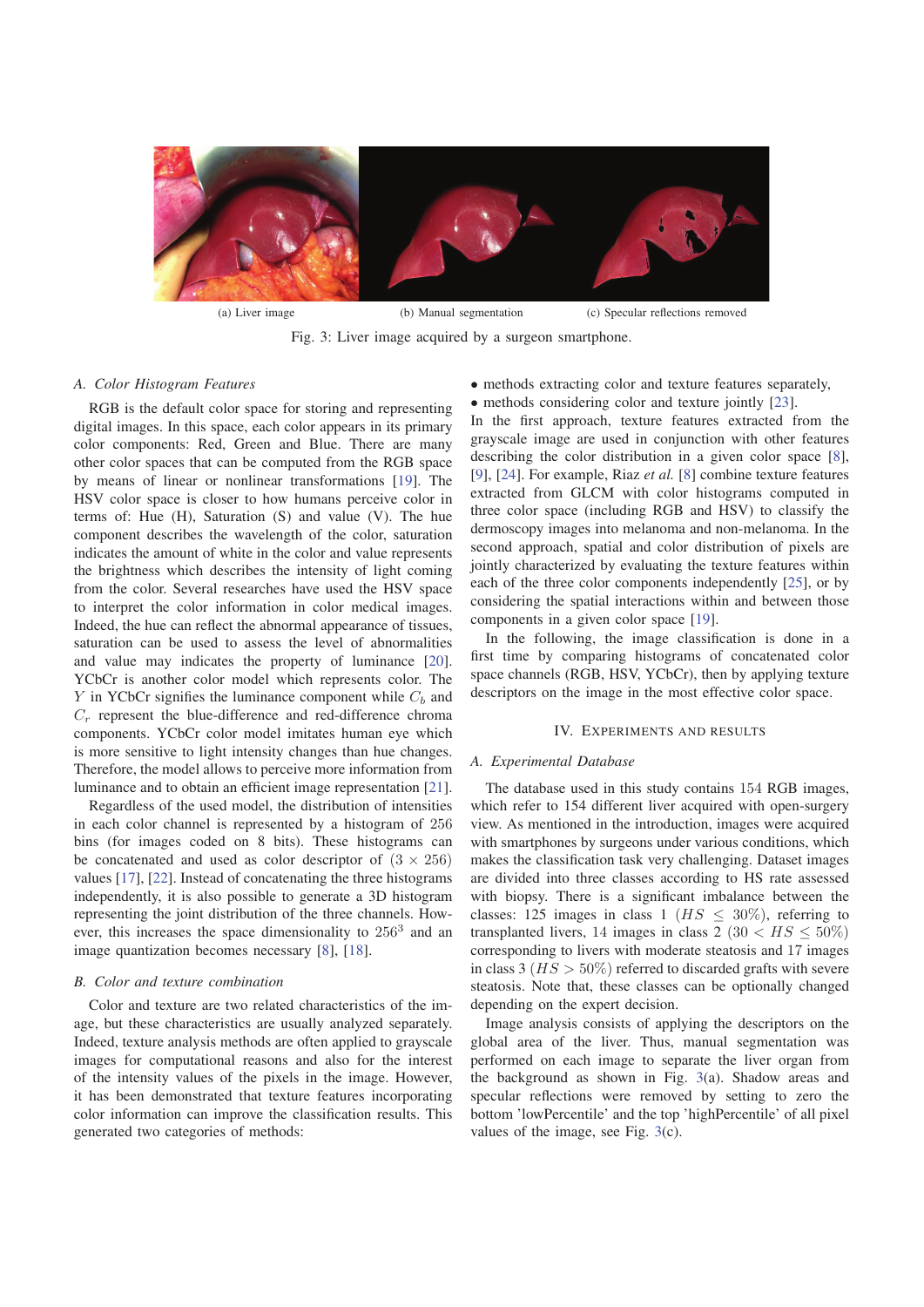(a) Liver image (b) Manual segmentation (c) Specular reflections removed

Fig. 3: Liver image acquired by a surgeon smartphone.

### A. Color Histogram Features

RGB is the default color space for storing and representing digital images. In this space, each color appears in its primary color components: Red, Green and Blue. There are many other color spaces that can be computed from the RGB space by means of linear or nonlinear transformations [19]. The HSV color space is closer to how humans perceive color in terms of: Hue (H), Saturation (S) and value (V). The hue component describes the wavelength of the color, saturation indicates the amount of white in the color and value represents the brightness which describes the intensity of light coming from the color. Several researches have used the HSV space to interpret the color information in color medical images. Indeed, the hue can reflect the abnormal appearance of tissues, saturation can be used to assess the level of abnormalities and value may indicates the property of luminance [20]. YCbCr is another color model which represents color. The $Y$ in YCbCr signifies the luminance component while $C_b$ and $C_r$ represent the blue-difference and red-difference chroma components. YCbCr color model imitates human eye which is more sensitive to light intensity changes than hue changes. Therefore, the model allows to perceive more information from luminance and to obtain an efficient image representation [21].

Regardless of the used model, the distribution of intensities in each color channel is represented by a histogram of 256 bins (for images coded on 8 bits). These histograms can be concatenated and used as color descriptor of $(3 \times 256)$ values [17], [22]. Instead of concatenating the three histograms independently, it is also possible to generate a 3D histogram representing the joint distribution of the three channels. However, this increases the space dimensionality to $256^3$ and an image quantization becomes necessary [8], [18].

### B. Color and texture combination

Color and texture are two related characteristics of the image, but these characteristics are usually analyzed separately. Indeed, texture analysis methods are often applied to grayscale images for computational reasons and also for the interest of the intensity values of the pixels in the image. However, it has been demonstrated that texture features incorporating color information can improve the classification results. This generated two categories of methods:

- methods extracting color and texture features separately,
- methods considering color and texture jointly [23].

In the first approach, texture features extracted from the grayscale image are used in conjunction with other features describing the color distribution in a given color space [8], [9], [24]. For example, Riaz *et al.* [8] combine texture features extracted from GLCM with color histograms computed in three color space (including RGB and HSV) to classify the dermoscopy images into melanoma and non-melanoma. In the second approach, spatial and color distribution of pixels are jointly characterized by evaluating the texture features within each of the three color components independently [25], or by considering the spatial interactions within and between those components in a given color space [19].

In the following, the image classification is done in a first time by comparing histograms of concatenated color space channels (RGB, HSV, YCbCr), then by applying texture descriptors on the image in the most effective color space.

## IV. Experiments and Results

### A. Experimental Database

The database used in this study contains 154 RGB images, which refer to 154 different liver acquired with open-surgery view. As mentioned in the introduction, images were acquired with smartphones by surgeons under various conditions, which makes the classification task very challenging. Dataset images are divided into three classes according to HS rate assessed with biopsy. There is a significant imbalance between the classes: 125 images in class 1 $(HS \leq 30\%)$, referring to transplanted livers, 14 images in class 2 $(30 < HS \leq 50\%)$ corresponding to livers with moderate steatosis and 17 images in class 3 $(HS > 50\%)$ referred to discarded grafts with severe steatosis. Note that, these classes can be optionally changed depending on the expert decision.

Image analysis consists of applying the descriptors on the global area of the liver. Thus, manual segmentation was performed on each image to separate the liver organ from the background as shown in Fig. 3(a). Shadow areas and specular reflections were removed by setting to zero the bottom 'lowPercentile' and the top 'highPercentile' of all pixel values of the image, see Fig. 3(c).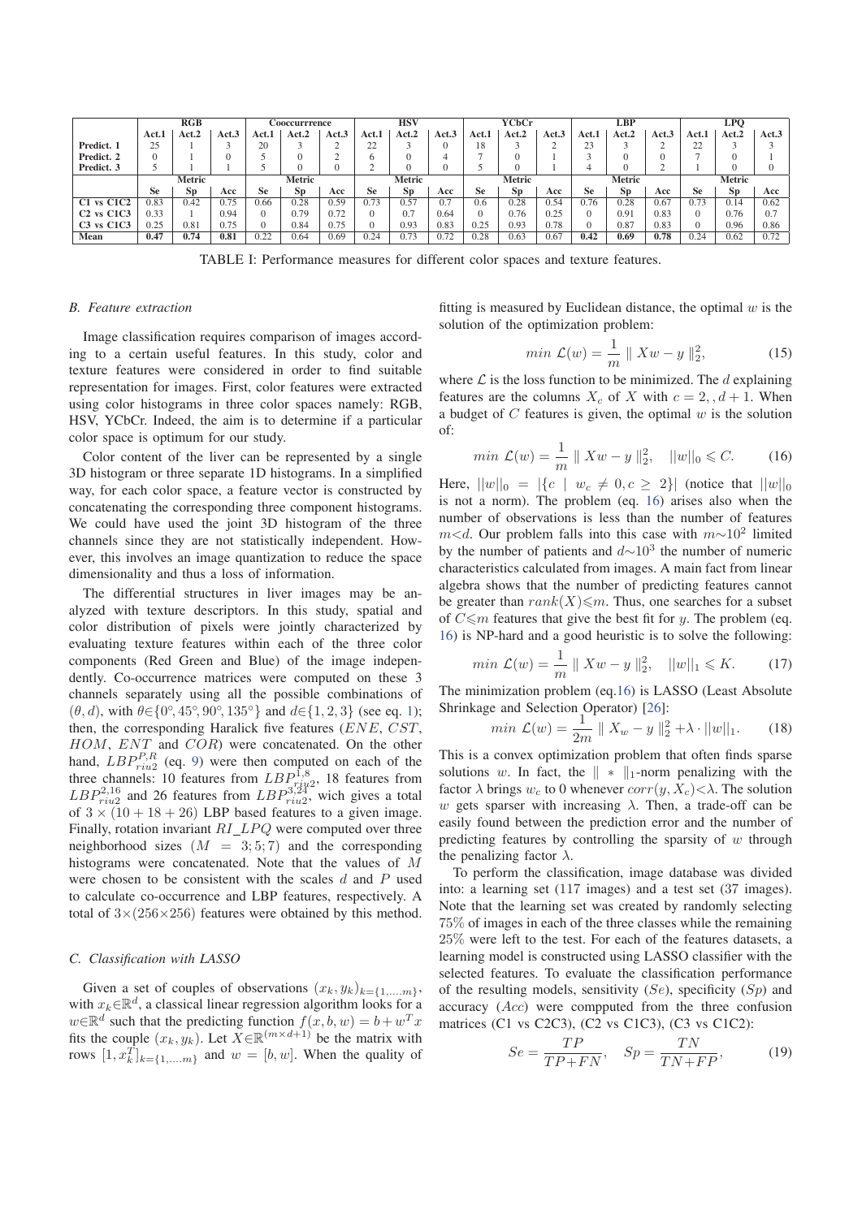| | RGB | | | Cooccurrrence | | | HSV | | | YCbCr | | | LBP | | | LPQ | | |
|---|---|---|---|---|---|---|---|---|---|---|---|---|---|---|---|---|---|---|
| | Act.1 | Act.2 | Act.3 | Act.1 | Act.2 | Act.3 | Act.1 | Act.2 | Act.3 | Act.1 | Act.2 | Act.3 | Act.1 | Act.2 | Act.3 | Act.1 | Act.2 | Act.3 |
| **Predict. 1** | 25 | 1 | 3 | 20 | 3 | 2 | 22 | 3 | 0 | 18 | 3 | 2 | 23 | 3 | 2 | 22 | 3 | 3 |
| **Predict. 2** | 0 | 1 | 0 | 5 | 0 | 2 | 6 | 0 | 4 | 7 | 0 | 1 | 3 | 0 | 0 | 7 | 0 | 1 |
| **Predict. 3** | 5 | 1 | 1 | 5 | 0 | 0 | 2 | 0 | 0 | 5 | 0 | 1 | 4 | 0 | 2 | 1 | 0 | 0 |
| | Metric | | | Metric | | | Metric | | | Metric | | | Metric | | | Metric | | |
| | **Se** | **Sp** | **Acc** | **Se** | **Sp** | **Acc** | **Se** | **Sp** | **Acc** | **Se** | **Sp** | **Acc** | **Se** | **Sp** | **Acc** | **Se** | **Sp** | **Acc** |
| **C1 vs C1C2** | 0.83 | 0.42 | 0.75 | 0.66 | 0.28 | 0.59 | 0.73 | 0.57 | 0.7 | 0.6 | 0.28 | 0.54 | 0.76 | 0.28 | 0.67 | 0.73 | 0.14 | 0.62 |
| **C2 vs C1C3** | 0.33 | 1 | 0.94 | 0 | 0.79 | 0.72 | 0 | 0.7 | 0.64 | 0 | 0.76 | 0.25 | 0 | 0.91 | 0.83 | 0 | 0.76 | 0.7 |
| **C3 vs C1C3** | 0.25 | 0.81 | 0.75 | 0 | 0.84 | 0.75 | 0 | 0.93 | 0.83 | 0.25 | 0.93 | 0.78 | 0 | 0.87 | 0.83 | 0 | 0.96 | 0.86 |
| **Mean** | **0.47** | **0.74** | **0.81** | 0.22 | 0.64 | 0.69 | 0.24 | 0.73 | 0.72 | 0.28 | 0.63 | 0.67 | **0.42** | **0.69** | **0.78** | 0.24 | 0.62 | 0.72 |

TABLE I: Performance measures for different color spaces and texture features.

### B. Feature extraction

Image classification requires comparison of images according to a certain useful features. In this study, color and texture features were considered in order to find suitable representation for images. First, color features were extracted using color histograms in three color spaces namely: RGB, HSV, YCbCr. Indeed, the aim is to determine if a particular color space is optimum for our study.

Color content of the liver can be represented by a single 3D histogram or three separate 1D histograms. In a simplified way, for each color space, a feature vector is constructed by concatenating the corresponding three component histograms. We could have used the joint 3D histogram of the three channels since they are not statistically independent. However, this involves an image quantization to reduce the space dimensionality and thus a loss of information.

The differential structures in liver images may be analyzed with texture descriptors. In this study, spatial and color distribution of pixels were jointly characterized by evaluating texture features within each of the three color components (Red Green and Blue) of the image independently. Co-occurrence matrices were computed on these 3 channels separately using all the possible combinations of $(\theta, d)$, with $\theta \in \{0°, 45°, 90°, 135°\}$ and $d \in \{1, 2, 3\}$ (see eq. 1); then, the corresponding Haralick five features ($ENE$, $CST$, $HOM$, $ENT$ and $COR$) were concatenated. On the other hand, $LBP^{P,R}_{riu2}$ (eq. 9) were then computed on each of the three channels: 10 features from $LBP^{1,8}_{riu2}$, 18 features from $LBP^{2,16}_{riu2}$ and 26 features from $LBP^{3,24}_{riu2}$, wich gives a total of $3 \times (10 + 18 + 26)$ LBP based features to a given image. Finally, rotation invariant $RI\_LPQ$ were computed over three neighborhood sizes ($M = 3; 5; 7$) and the corresponding histograms were concatenated. Note that the values of $M$ were chosen to be consistent with the scales $d$ and $P$ used to calculate co-occurrence and LBP features, respectively. A total of $3 \times (256 \times 256)$ features were obtained by this method.

### C. Classification with LASSO

Given a set of couples of observations $(x_k, y_k)_{k=\{1,\ldots,m\}}$, with $x_k \in \mathbb{R}^d$, a classical linear regression algorithm looks for a $w \in \mathbb{R}^d$ such that the predicting function $f(x, b, w) = b + w^T x$ fits the couple $(x_k, y_k)$. Let $X \in \mathbb{R}^{(m \times d+1)}$ be the matrix with rows $[1, x_k^T]_{k=\{1,\ldots,m\}}$ and $w = [b, w]$. When the quality of fitting is measured by Euclidean distance, the optimal $w$ is the solution of the optimization problem:

$$min \ \mathcal{L}(w) = \frac{1}{m} \parallel Xw - y \parallel_2^2, \tag{15}$$

where $\mathcal{L}$ is the loss function to be minimized. The $d$ explaining features are the columns $X_c$ of $X$ with $c = 2, , d+1$. When a budget of $C$ features is given, the optimal $w$ is the solution of:

$$min \ \mathcal{L}(w) = \frac{1}{m} \parallel Xw - y \parallel_2^2, \quad ||w||_0 \leqslant C. \tag{16}$$

Here, $||w||_0 = |\{c \ | \ w_c \neq 0, c \geq 2\}|$ (notice that $||w||_0$ is not a norm). The problem (eq. 16) arises also when the number of observations is less than the number of features $m < d$. Our problem falls into this case with $m \sim 10^2$ limited by the number of patients and $d \sim 10^3$ the number of numeric characteristics calculated from images. A main fact from linear algebra shows that the number of predicting features cannot be greater than $rank(X) \leqslant m$. Thus, one searches for a subset of $C \leqslant m$ features that give the best fit for $y$. The problem (eq. 16) is NP-hard and a good heuristic is to solve the following:

$$min \ \mathcal{L}(w) = \frac{1}{m} \parallel Xw - y \parallel_2^2, \quad ||w||_1 \leqslant K. \tag{17}$$

The minimization problem (eq.16) is LASSO (Least Absolute Shrinkage and Selection Operator) [26]:

$$min \ \mathcal{L}(w) = \frac{1}{2m} \parallel X_w - y \parallel_2^2 + \lambda \cdot ||w||_1. \tag{18}$$

This is a convex optimization problem that often finds sparse solutions $w$. In fact, the $\parallel * \parallel_1$-norm penalizing with the factor $\lambda$ brings $w_c$ to 0 whenever $corr(y, X_c) < \lambda$. The solution $w$ gets sparser with increasing $\lambda$. Then, a trade-off can be easily found between the prediction error and the number of predicting features by controlling the sparsity of $w$ through the penalizing factor $\lambda$.

To perform the classification, image database was divided into: a learning set (117 images) and a test set (37 images). Note that the learning set was created by randomly selecting 75% of images in each of the three classes while the remaining 25% were left to the test. For each of the features datasets, a learning model is constructed using LASSO classifier with the selected features. To evaluate the classification performance of the resulting models, sensitivity ($Se$), specificity ($Sp$) and accuracy ($Acc$) were compputed from the three confusion matrices (C1 vs C2C3), (C2 vs C1C3), (C3 vs C1C2):

$$Se = \frac{TP}{TP + FN}, \quad Sp = \frac{TN}{TN + FP}, \tag{19}$$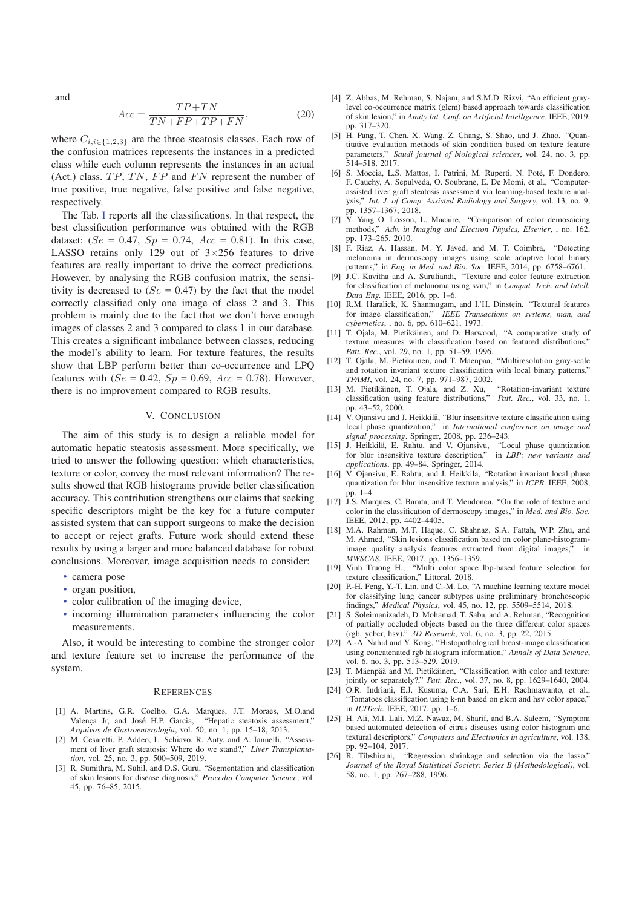and

$$Acc = \frac{TP+TN}{TN+FP+TP+FN}, \tag{20}$$

where $C_{i,i\in\{1,2,3\}}$ are the three steatosis classes. Each row of the confusion matrices represents the instances in a predicted class while each column represents the instances in an actual (Act.) class. $TP$, $TN$, $FP$ and $FN$ represent the number of true positive, true negative, false positive and false negative, respectively.

The Tab. I reports all the classifications. In that respect, the best classification performance was obtained with the RGB dataset: ($Se$ = 0.47, $Sp$ = 0.74, $Acc$ = 0.81). In this case, LASSO retains only 129 out of 3×256 features to drive features are really important to drive the correct predictions. However, by analysing the RGB confusion matrix, the sensitivity is decreased to ($Se$ = 0.47) by the fact that the model correctly classified only one image of class 2 and 3. This problem is mainly due to the fact that we don't have enough images of classes 2 and 3 compared to class 1 in our database. This creates a significant imbalance between classes, reducing the model's ability to learn. For texture features, the results show that LBP perform better than co-occurrence and LPQ features with ($Se$ = 0.42, $Sp$ = 0.69, $Acc$ = 0.78). However, there is no improvement compared to RGB results.

## V. Conclusion

The aim of this study is to design a reliable model for automatic hepatic steatosis assessment. More specifically, we tried to answer the following question: which characteristics, texture or color, convey the most relevant information? The results showed that RGB histograms provide better classification accuracy. This contribution strengthens our claims that seeking specific descriptors might be the key for a future computer assisted system that can support surgeons to make the decision to accept or reject grafts. Future work should extend these results by using a larger and more balanced database for robust conclusions. Moreover, image acquisition needs to consider:

- camera pose
- organ position,
- color calibration of the imaging device,
- incoming illumination parameters influencing the color measurements.

Also, it would be interesting to combine the stronger color and texture feature set to increase the performance of the system.

## References

[1] A. Martins, G.R. Coelho, G.A. Marques, J.T. Moraes, M.O.and Valença Jr, and José H.P. Garcia, "Hepatic steatosis assessment," *Arquivos de Gastroenterologia*, vol. 50, no. 1, pp. 15–18, 2013.

[2] M. Cesaretti, P. Addeo, L. Schiavo, R. Anty, and A. Iannelli, "Assessment of liver graft steatosis: Where do we stand?," *Liver Transplantation*, vol. 25, no. 3, pp. 500–509, 2019.

[3] R. Sumithra, M. Suhil, and D.S. Guru, "Segmentation and classification of skin lesions for disease diagnosis," *Procedia Computer Science*, vol. 45, pp. 76–85, 2015.

[4] Z. Abbas, M. Rehman, S. Najam, and S.M.D. Rizvi, "An efficient gray-level co-occurrence matrix (glcm) based approach towards classification of skin lesion," in *Amity Int. Conf. on Artificial Intelligence*. IEEE, 2019, pp. 317–320.

[5] H. Pang, T. Chen, X. Wang, Z. Chang, S. Shao, and J. Zhao, "Quantitative evaluation methods of skin condition based on texture feature parameters," *Saudi journal of biological sciences*, vol. 24, no. 3, pp. 514–518, 2017.

[6] S. Moccia, L.S. Mattos, I. Patrini, M. Ruperti, N. Poté, F. Dondero, F. Cauchy, A. Sepulveda, O. Soubrane, E. De Momi, et al., "Computer-assisted liver graft steatosis assessment via learning-based texture analysis," *Int. J. of Comp. Assisted Radiology and Surgery*, vol. 13, no. 9, pp. 1357–1367, 2018.

[7] Y. Yang O. Losson, L. Macaire, "Comparison of color demosaicing methods," *Adv. in Imaging and Electron Physics, Elsevier*, , no. 162, pp. 173–265, 2010.

[8] F. Riaz, A. Hassan, M. Y. Javed, and M. T. Coimbra, "Detecting melanoma in dermoscopy images using scale adaptive local binary patterns," in *Eng. in Med. and Bio. Soc.* IEEE, 2014, pp. 6758–6761.

[9] J.C. Kavitha and A. Suruliandi, "Texture and color feature extraction for classification of melanoma using svm," in *Comput. Tech. and Intell. Data Eng.* IEEE, 2016, pp. 1–6.

[10] R.M. Haralick, K. Shanmugam, and I.'H. Dinstein, "Textural features for image classification," *IEEE Transactions on systems, man, and cybernetics*, , no. 6, pp. 610–621, 1973.

[11] T. Ojala, M. Pietikäinen, and D. Harwood, "A comparative study of texture measures with classification based on featured distributions," *Patt. Rec.*, vol. 29, no. 1, pp. 51–59, 1996.

[12] T. Ojala, M. Pietikainen, and T. Maenpaa, "Multiresolution gray-scale and rotation invariant texture classification with local binary patterns," *TPAMI*, vol. 24, no. 7, pp. 971–987, 2002.

[13] M. Pietikäinen, T. Ojala, and Z. Xu, "Rotation-invariant texture classification using feature distributions," *Patt. Rec.*, vol. 33, no. 1, pp. 43–52, 2000.

[14] V. Ojansivu and J. Heikkilä, "Blur insensitive texture classification using local phase quantization," in *International conference on image and signal processing*. Springer, 2008, pp. 236–243.

[15] J. Heikkilä, E. Rahtu, and V. Ojansivu, "Local phase quantization for blur insensitive texture description," in *LBP: new variants and applications*, pp. 49–84. Springer, 2014.

[16] V. Ojansivu, E. Rahtu, and J. Heikkila, "Rotation invariant local phase quantization for blur insensitive texture analysis," in *ICPR*. IEEE, 2008, pp. 1–4.

[17] J.S. Marques, C. Barata, and T. Mendonca, "On the role of texture and color in the classification of dermoscopy images," in *Med. and Bio. Soc.* IEEE, 2012, pp. 4402–4405.

[18] M.A. Rahman, M.T. Haque, C. Shahnaz, S.A. Fattah, W.P. Zhu, and M. Ahmed, "Skin lesions classification based on color plane-histogram-image quality analysis features extracted from digital images," in *MWSCAS*. IEEE, 2017, pp. 1356–1359.

[19] Vinh Truong H., "Multi color space lbp-based feature selection for texture classification," Littoral, 2018.

[20] P.-H. Feng, Y.-T. Lin, and C.-M. Lo, "A machine learning texture model for classifying lung cancer subtypes using preliminary bronchoscopic findings," *Medical Physics*, vol. 45, no. 12, pp. 5509–5514, 2018.

[21] S. Soleimanizadeh, D. Mohamad, T. Saba, and A. Rehman, "Recognition of partially occluded objects based on the three different color spaces (rgb, ycbcr, hsv)," *3D Research*, vol. 6, no. 3, pp. 22, 2015.

[22] A.-A. Nahid and Y. Kong, "Histopathological breast-image classification using concatenated rgb histogram information," *Annals of Data Science*, vol. 6, no. 3, pp. 513–529, 2019.

[23] T. Mäenpää and M. Pietikäinen, "Classification with color and texture: jointly or separately?," *Patt. Rec.*, vol. 37, no. 8, pp. 1629–1640, 2004.

[24] O.R. Indriani, E.J. Kusuma, C.A. Sari, E.H. Rachmawanto, et al., "Tomatoes classification using k-nn based on glcm and hsv color space," in *ICITech*. IEEE, 2017, pp. 1–6.

[25] H. Ali, M.I. Lali, M.Z. Nawaz, M. Sharif, and B.A. Saleem, "Symptom based automated detection of citrus diseases using color histogram and textural descriptors," *Computers and Electronics in agriculture*, vol. 138, pp. 92–104, 2017.

[26] R. Tibshirani, "Regression shrinkage and selection via the lasso," *Journal of the Royal Statistical Society: Series B (Methodological)*, vol. 58, no. 1, pp. 267–288, 1996.